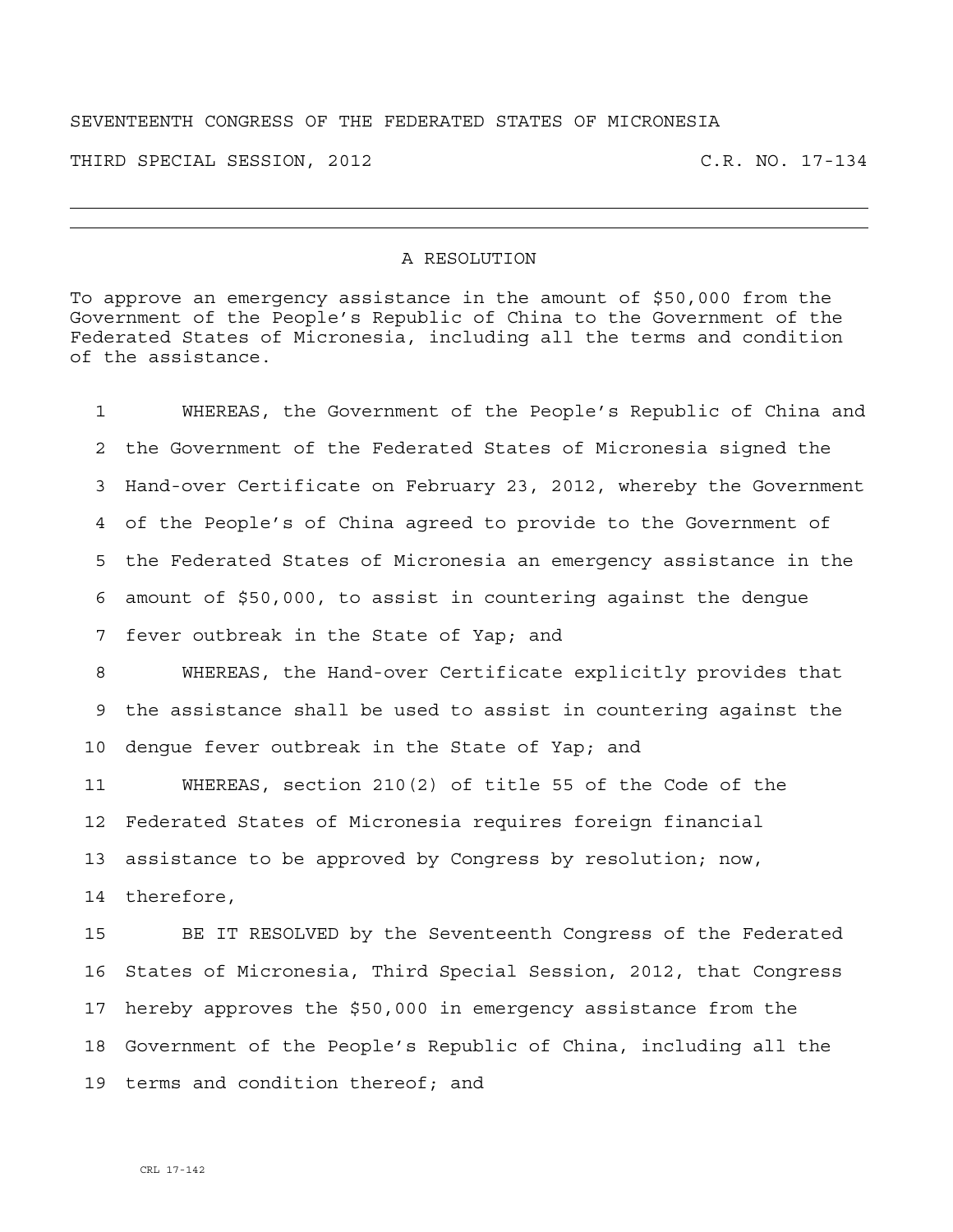SEVENTEENTH CONGRESS OF THE FEDERATED STATES OF MICRONESIA

THIRD SPECIAL SESSION, 2012 C.R. NO. 17-134

---

# A RESOLUTION

To approve an emergency assistance in the amount of $50,000 from the Government of the People's Republic of China to the Government of the Federated States of Micronesia, including all the terms and condition of the assistance.

1 WHEREAS, the Government of the People's Republic of China and
2 the Government of the Federated States of Micronesia signed the
3 Hand-over Certificate on February 23, 2012, whereby the Government
4 of the People's of China agreed to provide to the Government of
5 the Federated States of Micronesia an emergency assistance in the
6 amount of $50,000, to assist in countering against the dengue
7 fever outbreak in the State of Yap; and

8 WHEREAS, the Hand-over Certificate explicitly provides that
9 the assistance shall be used to assist in countering against the
10 dengue fever outbreak in the State of Yap; and

11 WHEREAS, section 210(2) of title 55 of the Code of the
12 Federated States of Micronesia requires foreign financial
13 assistance to be approved by Congress by resolution; now,
14 therefore,

15 BE IT RESOLVED by the Seventeenth Congress of the Federated
16 States of Micronesia, Third Special Session, 2012, that Congress
17 hereby approves the $50,000 in emergency assistance from the
18 Government of the People's Republic of China, including all the
19 terms and condition thereof; and

CRL 17-142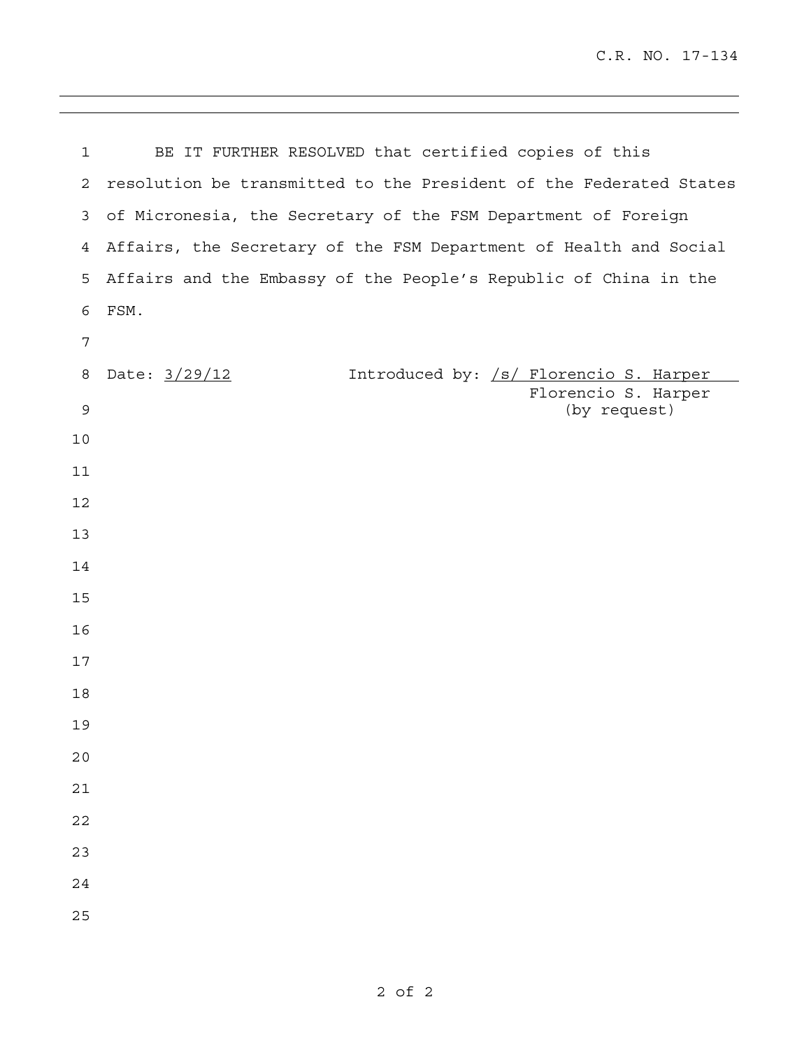BE IT FURTHER RESOLVED that certified copies of this resolution be transmitted to the President of the Federated States of Micronesia, the Secretary of the FSM Department of Foreign Affairs, the Secretary of the FSM Department of Health and Social Affairs and the Embassy of the People's Republic of China in the FSM.

Date: 3/29/12

Introduced by: /s/ Florencio S. Harper
Florencio S. Harper
(by request)